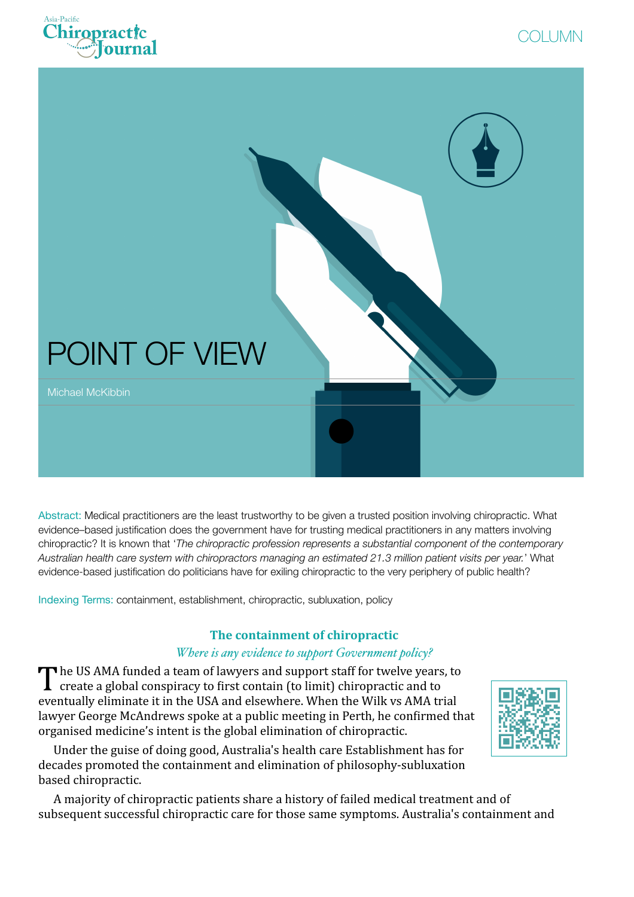COLUMN

# POINT OF VIEW

Michael McKibbin

Abstract: Medical practitioners are the least trustworthy to be given a trusted position involving chiropractic. What evidence–based justification does the government have for trusting medical practitioners in any matters involving chiropractic? It is known that '*The chiropractic profession represents a substantial component of the contemporary Australian health care system with chiropractors managing an estimated 21.3 million patient visits per year.*' What evidence-based justification do politicians have for exiling chiropractic to the very periphery of public health?

Indexing Terms: containment, establishment, chiropractic, subluxation, policy

## The containment of chiropractic

*Where is any evidence to support Government policy?*

The US AMA funded a team of lawyers and support staff for twelve years, to create a global conspiracy to first contain (to limit) chiropractic and to eventually eliminate it in the USA and elsewhere. When the Wilk vs AMA trial lawyer George McAndrews spoke at a public meeting in Perth, he confirmed that organised medicine's intent is the global elimination of chiropractic.

Under the guise of doing good, Australia's health care Establishment has for decades promoted the containment and elimination of philosophy-subluxation based chiropractic.

A majority of chiropractic patients share a history of failed medical treatment and of subsequent successful chiropractic care for those same symptoms. Australia's containment and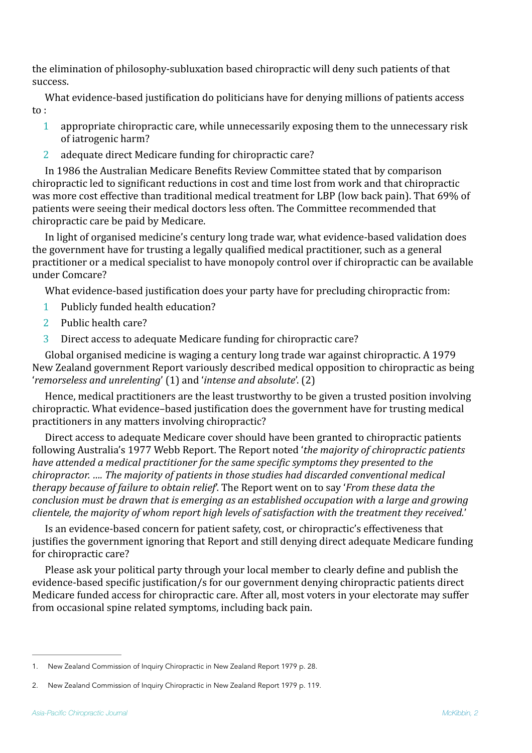the elimination of philosophy-subluxation based chiropractic will deny such patients of that success.

What evidence-based justification do politicians have for denying millions of patients access to :

1. appropriate chiropractic care, while unnecessarily exposing them to the unnecessary risk of iatrogenic harm?
2. adequate direct Medicare funding for chiropractic care?

In 1986 the Australian Medicare Benefits Review Committee stated that by comparison chiropractic led to significant reductions in cost and time lost from work and that chiropractic was more cost effective than traditional medical treatment for LBP (low back pain). That 69% of patients were seeing their medical doctors less often. The Committee recommended that chiropractic care be paid by Medicare.

In light of organised medicine's century long trade war, what evidence-based validation does the government have for trusting a legally qualified medical practitioner, such as a general practitioner or a medical specialist to have monopoly control over if chiropractic can be available under Comcare?

What evidence-based justification does your party have for precluding chiropractic from:

1. Publicly funded health education?
2. Public health care?
3. Direct access to adequate Medicare funding for chiropractic care?

Global organised medicine is waging a century long trade war against chiropractic. A 1979 New Zealand government Report variously described medical opposition to chiropractic as being '*remorseless and unrelenting*' (1) and '*intense and absolute*'. (2)

Hence, medical practitioners are the least trustworthy to be given a trusted position involving chiropractic. What evidence–based justification does the government have for trusting medical practitioners in any matters involving chiropractic?

Direct access to adequate Medicare cover should have been granted to chiropractic patients following Australia's 1977 Webb Report. The Report noted '*the majority of chiropractic patients have attended a medical practitioner for the same specific symptoms they presented to the chiropractor. …. The majority of patients in those studies had discarded conventional medical therapy because of failure to obtain relief*'. The Report went on to say '*From these data the conclusion must be drawn that is emerging as an established occupation with a large and growing clientele, the majority of whom report high levels of satisfaction with the treatment they received.*'

Is an evidence-based concern for patient safety, cost, or chiropractic's effectiveness that justifies the government ignoring that Report and still denying direct adequate Medicare funding for chiropractic care?

Please ask your political party through your local member to clearly define and publish the evidence-based specific justification/s for our government denying chiropractic patients direct Medicare funded access for chiropractic care. After all, most voters in your electorate may suffer from occasional spine related symptoms, including back pain.

---

1. New Zealand Commission of Inquiry Chiropractic in New Zealand Report 1979 p. 28.
2. New Zealand Commission of Inquiry Chiropractic in New Zealand Report 1979 p. 119.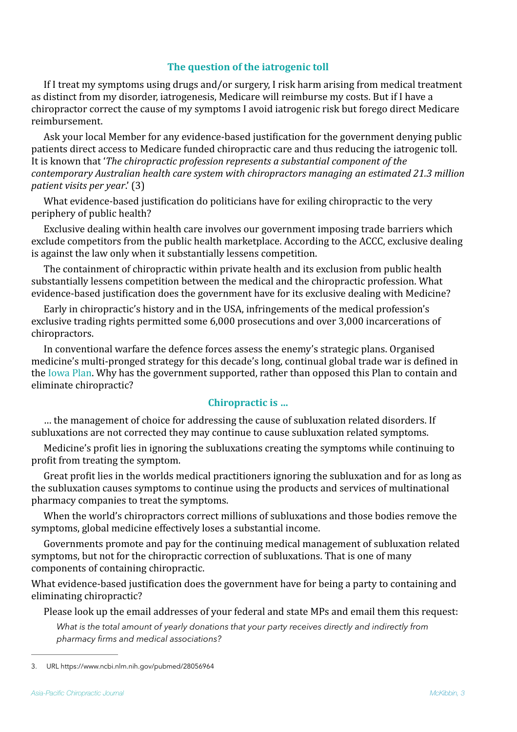## The question of the iatrogenic toll

If I treat my symptoms using drugs and/or surgery, I risk harm arising from medical treatment as distinct from my disorder, iatrogenesis, Medicare will reimburse my costs. But if I have a chiropractor correct the cause of my symptoms I avoid iatrogenic risk but forego direct Medicare reimbursement.

Ask your local Member for any evidence-based justification for the government denying public patients direct access to Medicare funded chiropractic care and thus reducing the iatrogenic toll. It is known that '*The chiropractic profession represents a substantial component of the contemporary Australian health care system with chiropractors managing an estimated 21.3 million patient visits per year*.' (3)

What evidence-based justification do politicians have for exiling chiropractic to the very periphery of public health?

Exclusive dealing within health care involves our government imposing trade barriers which exclude competitors from the public health marketplace. According to the ACCC, exclusive dealing is against the law only when it substantially lessens competition.

The containment of chiropractic within private health and its exclusion from public health substantially lessens competition between the medical and the chiropractic profession. What evidence-based justification does the government have for its exclusive dealing with Medicine?

Early in chiropractic's history and in the USA, infringements of the medical profession's exclusive trading rights permitted some 6,000 prosecutions and over 3,000 incarcerations of chiropractors.

In conventional warfare the defence forces assess the enemy's strategic plans. Organised medicine's multi-pronged strategy for this decade's long, continual global trade war is defined in the Iowa Plan. Why has the government supported, rather than opposed this Plan to contain and eliminate chiropractic?

## Chiropractic is ...

... the management of choice for addressing the cause of subluxation related disorders. If subluxations are not corrected they may continue to cause subluxation related symptoms.

Medicine's profit lies in ignoring the subluxations creating the symptoms while continuing to profit from treating the symptom.

Great profit lies in the worlds medical practitioners ignoring the subluxation and for as long as the subluxation causes symptoms to continue using the products and services of multinational pharmacy companies to treat the symptoms.

When the world's chiropractors correct millions of subluxations and those bodies remove the symptoms, global medicine effectively loses a substantial income.

Governments promote and pay for the continuing medical management of subluxation related symptoms, but not for the chiropractic correction of subluxations. That is one of many components of containing chiropractic.

What evidence-based justification does the government have for being a party to containing and eliminating chiropractic?

Please look up the email addresses of your federal and state MPs and email them this request:

> *What is the total amount of yearly donations that your party receives directly and indirectly from pharmacy firms and medical associations?*

---

3. URL https://www.ncbi.nlm.nih.gov/pubmed/28056964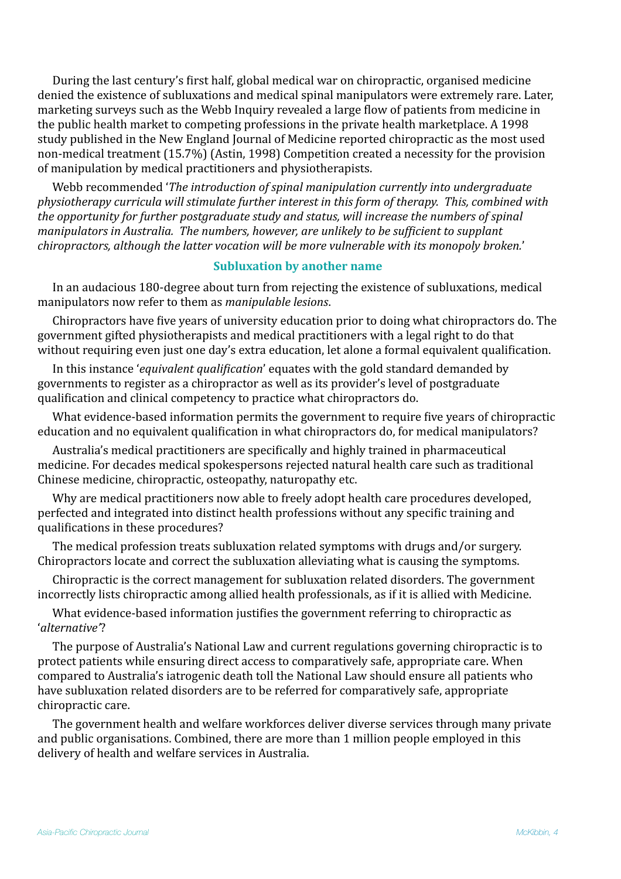During the last century's first half, global medical war on chiropractic, organised medicine denied the existence of subluxations and medical spinal manipulators were extremely rare. Later, marketing surveys such as the Webb Inquiry revealed a large flow of patients from medicine in the public health market to competing professions in the private health marketplace. A 1998 study published in the New England Journal of Medicine reported chiropractic as the most used non-medical treatment (15.7%) (Astin, 1998) Competition created a necessity for the provision of manipulation by medical practitioners and physiotherapists.

Webb recommended '*The introduction of spinal manipulation currently into undergraduate physiotherapy curricula will stimulate further interest in this form of therapy. This, combined with the opportunity for further postgraduate study and status, will increase the numbers of spinal manipulators in Australia. The numbers, however, are unlikely to be sufficient to supplant chiropractors, although the latter vocation will be more vulnerable with its monopoly broken.*'

## Subluxation by another name

In an audacious 180-degree about turn from rejecting the existence of subluxations, medical manipulators now refer to them as *manipulable lesions*.

Chiropractors have five years of university education prior to doing what chiropractors do. The government gifted physiotherapists and medical practitioners with a legal right to do that without requiring even just one day's extra education, let alone a formal equivalent qualification.

In this instance '*equivalent qualification*' equates with the gold standard demanded by governments to register as a chiropractor as well as its provider's level of postgraduate qualification and clinical competency to practice what chiropractors do.

What evidence-based information permits the government to require five years of chiropractic education and no equivalent qualification in what chiropractors do, for medical manipulators?

Australia's medical practitioners are specifically and highly trained in pharmaceutical medicine. For decades medical spokespersons rejected natural health care such as traditional Chinese medicine, chiropractic, osteopathy, naturopathy etc.

Why are medical practitioners now able to freely adopt health care procedures developed, perfected and integrated into distinct health professions without any specific training and qualifications in these procedures?

The medical profession treats subluxation related symptoms with drugs and/or surgery. Chiropractors locate and correct the subluxation alleviating what is causing the symptoms.

Chiropractic is the correct management for subluxation related disorders. The government incorrectly lists chiropractic among allied health professionals, as if it is allied with Medicine.

What evidence-based information justifies the government referring to chiropractic as '*alternative*'?

The purpose of Australia's National Law and current regulations governing chiropractic is to protect patients while ensuring direct access to comparatively safe, appropriate care. When compared to Australia's iatrogenic death toll the National Law should ensure all patients who have subluxation related disorders are to be referred for comparatively safe, appropriate chiropractic care.

The government health and welfare workforces deliver diverse services through many private and public organisations. Combined, there are more than 1 million people employed in this delivery of health and welfare services in Australia.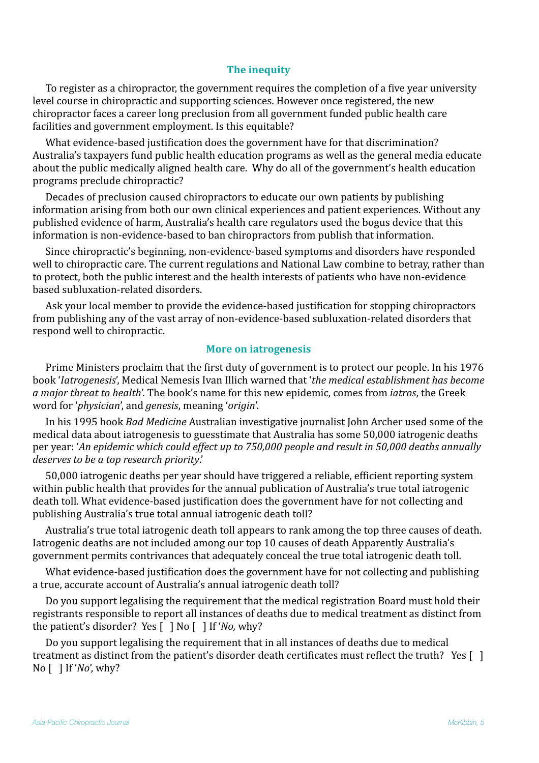## The inequity

To register as a chiropractor, the government requires the completion of a five year university level course in chiropractic and supporting sciences. However once registered, the new chiropractor faces a career long preclusion from all government funded public health care facilities and government employment. Is this equitable?

What evidence-based justification does the government have for that discrimination? Australia's taxpayers fund public health education programs as well as the general media educate about the public medically aligned health care. Why do all of the government's health education programs preclude chiropractic?

Decades of preclusion caused chiropractors to educate our own patients by publishing information arising from both our own clinical experiences and patient experiences. Without any published evidence of harm, Australia's health care regulators used the bogus device that this information is non-evidence-based to ban chiropractors from publish that information.

Since chiropractic's beginning, non-evidence-based symptoms and disorders have responded well to chiropractic care. The current regulations and National Law combine to betray, rather than to protect, both the public interest and the health interests of patients who have non-evidence based subluxation-related disorders.

Ask your local member to provide the evidence-based justification for stopping chiropractors from publishing any of the vast array of non-evidence-based subluxation-related disorders that respond well to chiropractic.

## More on iatrogenesis

Prime Ministers proclaim that the first duty of government is to protect our people. In his 1976 book '*Iatrogenesis*', Medical Nemesis Ivan Illich warned that '*the medical establishment has become a major threat to health*'. The book's name for this new epidemic, comes from *iatros*, the Greek word for '*physician*', and *genesis*, meaning '*origin*'.

In his 1995 book *Bad Medicine* Australian investigative journalist John Archer used some of the medical data about iatrogenesis to guesstimate that Australia has some 50,000 iatrogenic deaths per year: '*An epidemic which could effect up to 750,000 people and result in 50,000 deaths annually deserves to be a top research priority*.'

50,000 iatrogenic deaths per year should have triggered a reliable, efficient reporting system within public health that provides for the annual publication of Australia's true total iatrogenic death toll. What evidence-based justification does the government have for not collecting and publishing Australia's true total annual iatrogenic death toll?

Australia's true total iatrogenic death toll appears to rank among the top three causes of death. Iatrogenic deaths are not included among our top 10 causes of death Apparently Australia's government permits contrivances that adequately conceal the true total iatrogenic death toll.

What evidence-based justification does the government have for not collecting and publishing a true, accurate account of Australia's annual iatrogenic death toll?

Do you support legalising the requirement that the medical registration Board must hold their registrants responsible to report all instances of deaths due to medical treatment as distinct from the patient's disorder? Yes [ ] No [ ] If '*No,* why?

Do you support legalising the requirement that in all instances of deaths due to medical treatment as distinct from the patient's disorder death certificates must reflect the truth? Yes [ ] No [ ] If '*No*', why?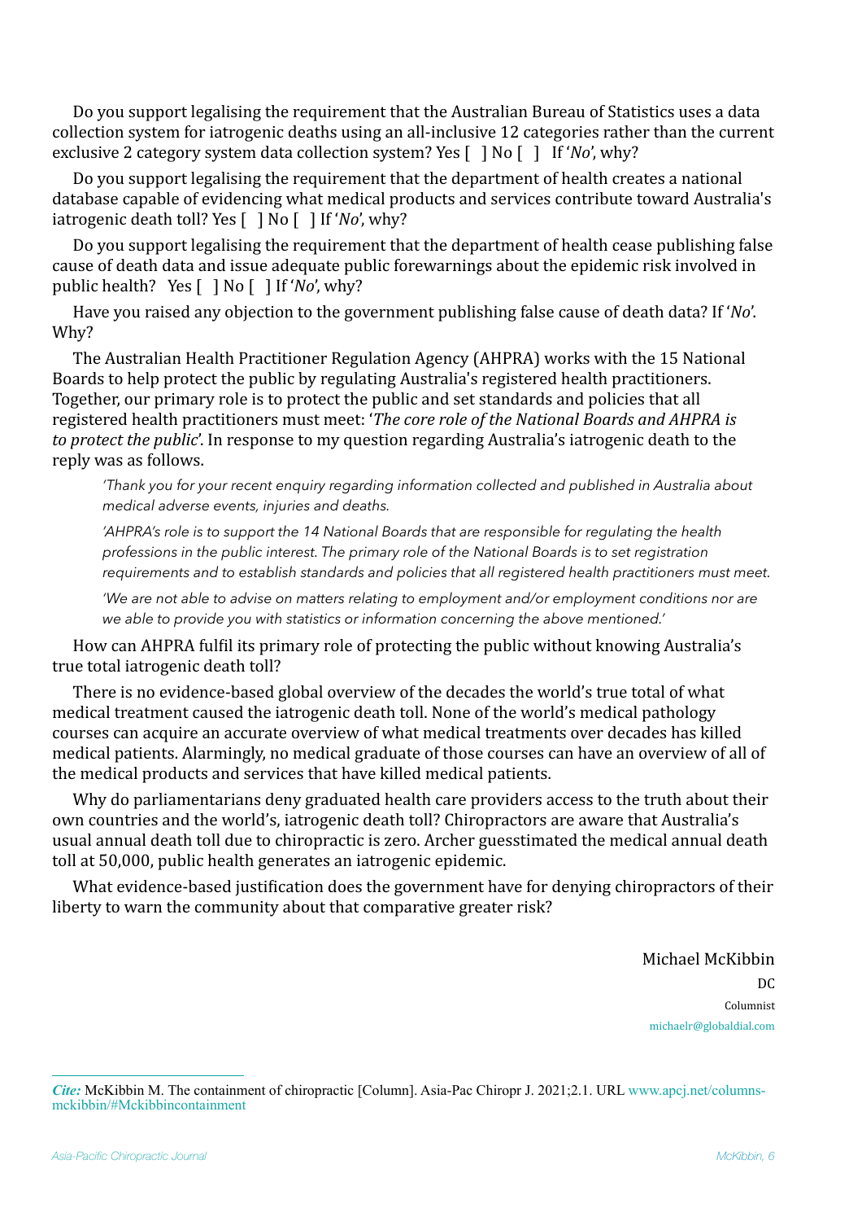Do you support legalising the requirement that the Australian Bureau of Statistics uses a data collection system for iatrogenic deaths using an all-inclusive 12 categories rather than the current exclusive 2 category system data collection system? Yes [ ] No [ ] If '*No*', why?

Do you support legalising the requirement that the department of health creates a national database capable of evidencing what medical products and services contribute toward Australia's iatrogenic death toll? Yes [ ] No [ ] If '*No*', why?

Do you support legalising the requirement that the department of health cease publishing false cause of death data and issue adequate public forewarnings about the epidemic risk involved in public health? Yes [ ] No [ ] If '*No*', why?

Have you raised any objection to the government publishing false cause of death data? If '*No*'. Why?

The Australian Health Practitioner Regulation Agency (AHPRA) works with the 15 National Boards to help protect the public by regulating Australia's registered health practitioners. Together, our primary role is to protect the public and set standards and policies that all registered health practitioners must meet: '*The core role of the National Boards and AHPRA is to protect the public*'. In response to my question regarding Australia's iatrogenic death to the reply was as follows.

> *'Thank you for your recent enquiry regarding information collected and published in Australia about medical adverse events, injuries and deaths.*
>
> *'AHPRA's role is to support the 14 National Boards that are responsible for regulating the health professions in the public interest. The primary role of the National Boards is to set registration requirements and to establish standards and policies that all registered health practitioners must meet.*
>
> *'We are not able to advise on matters relating to employment and/or employment conditions nor are we able to provide you with statistics or information concerning the above mentioned.'*

How can AHPRA fulfil its primary role of protecting the public without knowing Australia's true total iatrogenic death toll?

There is no evidence-based global overview of the decades the world's true total of what medical treatment caused the iatrogenic death toll. None of the world's medical pathology courses can acquire an accurate overview of what medical treatments over decades has killed medical patients. Alarmingly, no medical graduate of those courses can have an overview of all of the medical products and services that have killed medical patients.

Why do parliamentarians deny graduated health care providers access to the truth about their own countries and the world's, iatrogenic death toll? Chiropractors are aware that Australia's usual annual death toll due to chiropractic is zero. Archer guesstimated the medical annual death toll at 50,000, public health generates an iatrogenic epidemic.

What evidence-based justification does the government have for denying chiropractors of their liberty to warn the community about that comparative greater risk?

Michael McKibbin
DC
Columnist
michaelr@globaldial.com

***Cite:*** McKibbin M. The containment of chiropractic [Column]. Asia-Pac Chiropr J. 2021;2.1. URL www.apcj.net/columns-mckibbin/#Mckibbincontainment